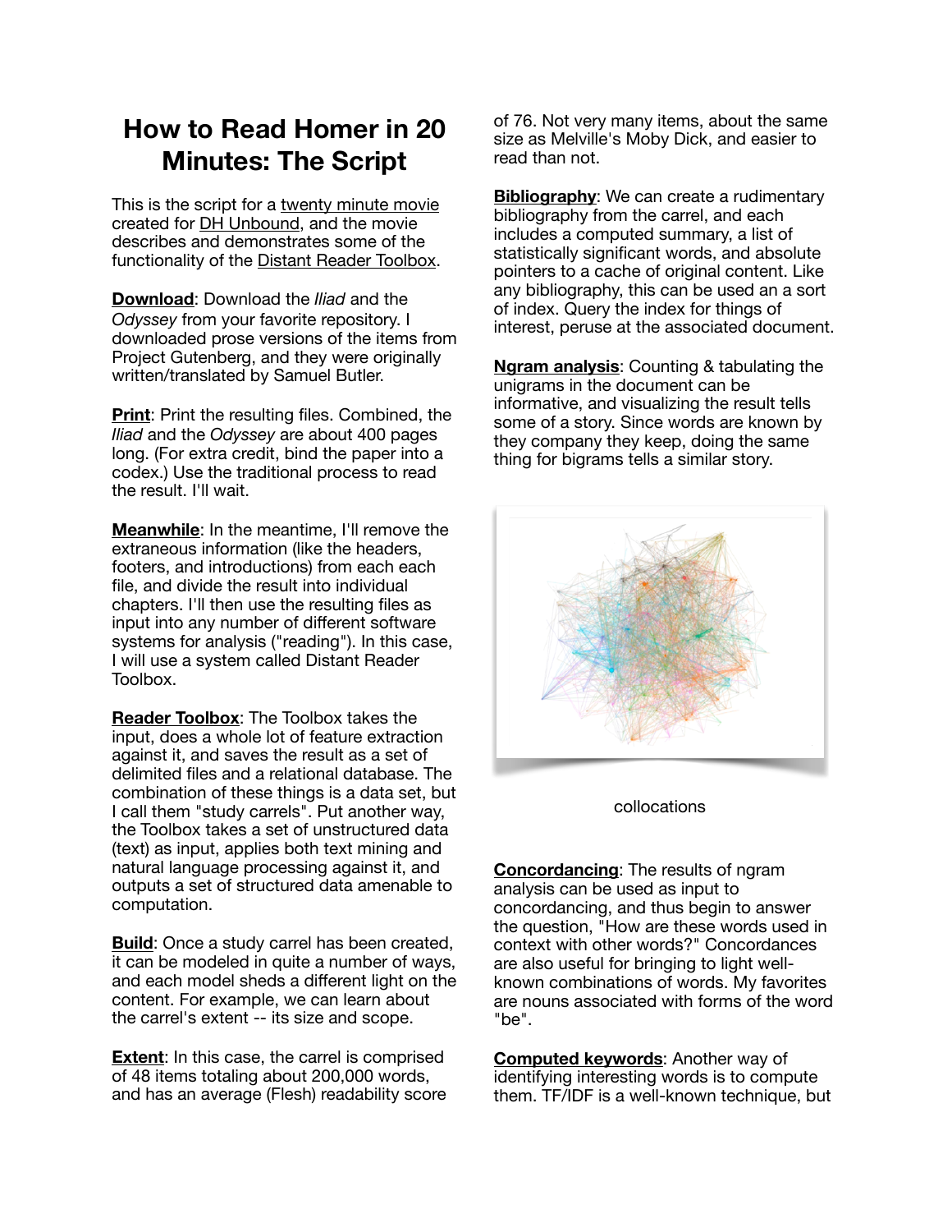# How to Read Homer in 20 Minutes: The Script

This is the script for a twenty minute movie created for DH Unbound, and the movie describes and demonstrates some of the functionality of the Distant Reader Toolbox.

**Download**: Download the *Iliad* and the *Odyssey* from your favorite repository. I downloaded prose versions of the items from Project Gutenberg, and they were originally written/translated by Samuel Butler.

**Print**: Print the resulting files. Combined, the *Iliad* and the *Odyssey* are about 400 pages long. (For extra credit, bind the paper into a codex.) Use the traditional process to read the result. I'll wait.

**Meanwhile**: In the meantime, I'll remove the extraneous information (like the headers, footers, and introductions) from each each file, and divide the result into individual chapters. I'll then use the resulting files as input into any number of different software systems for analysis ("reading"). In this case, I will use a system called Distant Reader Toolbox.

**Reader Toolbox**: The Toolbox takes the input, does a whole lot of feature extraction against it, and saves the result as a set of delimited files and a relational database. The combination of these things is a data set, but I call them "study carrels". Put another way, the Toolbox takes a set of unstructured data (text) as input, applies both text mining and natural language processing against it, and outputs a set of structured data amenable to computation.

**Build**: Once a study carrel has been created, it can be modeled in quite a number of ways, and each model sheds a different light on the content. For example, we can learn about the carrel's extent -- its size and scope.

**Extent**: In this case, the carrel is comprised of 48 items totaling about 200,000 words, and has an average (Flesh) readability score of 76. Not very many items, about the same size as Melville's Moby Dick, and easier to read than not.

**Bibliography**: We can create a rudimentary bibliography from the carrel, and each includes a computed summary, a list of statistically significant words, and absolute pointers to a cache of original content. Like any bibliography, this can be used an a sort of index. Query the index for things of interest, peruse at the associated document.

**Ngram analysis**: Counting & tabulating the unigrams in the document can be informative, and visualizing the result tells some of a story. Since words are known by they company they keep, doing the same thing for bigrams tells a similar story.

collocations

**Concordancing**: The results of ngram analysis can be used as input to concordancing, and thus begin to answer the question, "How are these words used in context with other words?" Concordances are also useful for bringing to light well-known combinations of words. My favorites are nouns associated with forms of the word "be".

**Computed keywords**: Another way of identifying interesting words is to compute them. TF/IDF is a well-known technique, but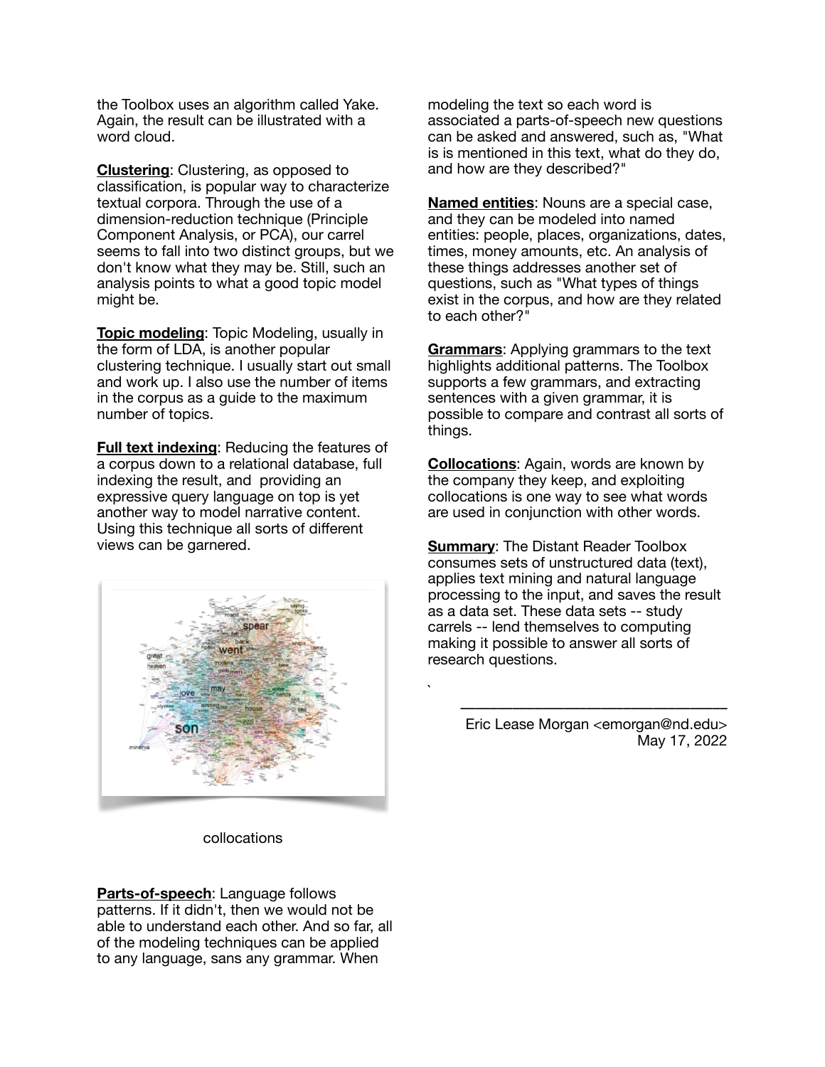the Toolbox uses an algorithm called Yake. Again, the result can be illustrated with a word cloud.

**Clustering**: Clustering, as opposed to classification, is popular way to characterize textual corpora. Through the use of a dimension-reduction technique (Principle Component Analysis, or PCA), our carrel seems to fall into two distinct groups, but we don't know what they may be. Still, such an analysis points to what a good topic model might be.

**Topic modeling**: Topic Modeling, usually in the form of LDA, is another popular clustering technique. I usually start out small and work up. I also use the number of items in the corpus as a guide to the maximum number of topics.

**Full text indexing**: Reducing the features of a corpus down to a relational database, full indexing the result, and providing an expressive query language on top is yet another way to model narrative content. Using this technique all sorts of different views can be garnered.

collocations

**Parts-of-speech**: Language follows patterns. If it didn't, then we would not be able to understand each other. And so far, all of the modeling techniques can be applied to any language, sans any grammar. When modeling the text so each word is associated a parts-of-speech new questions can be asked and answered, such as, "What is is mentioned in this text, what do they do, and how are they described?"

**Named entities**: Nouns are a special case, and they can be modeled into named entities: people, places, organizations, dates, times, money amounts, etc. An analysis of these things addresses another set of questions, such as "What types of things exist in the corpus, and how are they related to each other?"

**Grammars**: Applying grammars to the text highlights additional patterns. The Toolbox supports a few grammars, and extracting sentences with a given grammar, it is possible to compare and contrast all sorts of things.

**Collocations**: Again, words are known by the company they keep, and exploiting collocations is one way to see what words are used in conjunction with other words.

**Summary**: The Distant Reader Toolbox consumes sets of unstructured data (text), applies text mining and natural language processing to the input, and saves the result as a data set. These data sets -- study carrels -- lend themselves to computing making it possible to answer all sorts of research questions.

---

Eric Lease Morgan <emorgan@nd.edu>
May 17, 2022